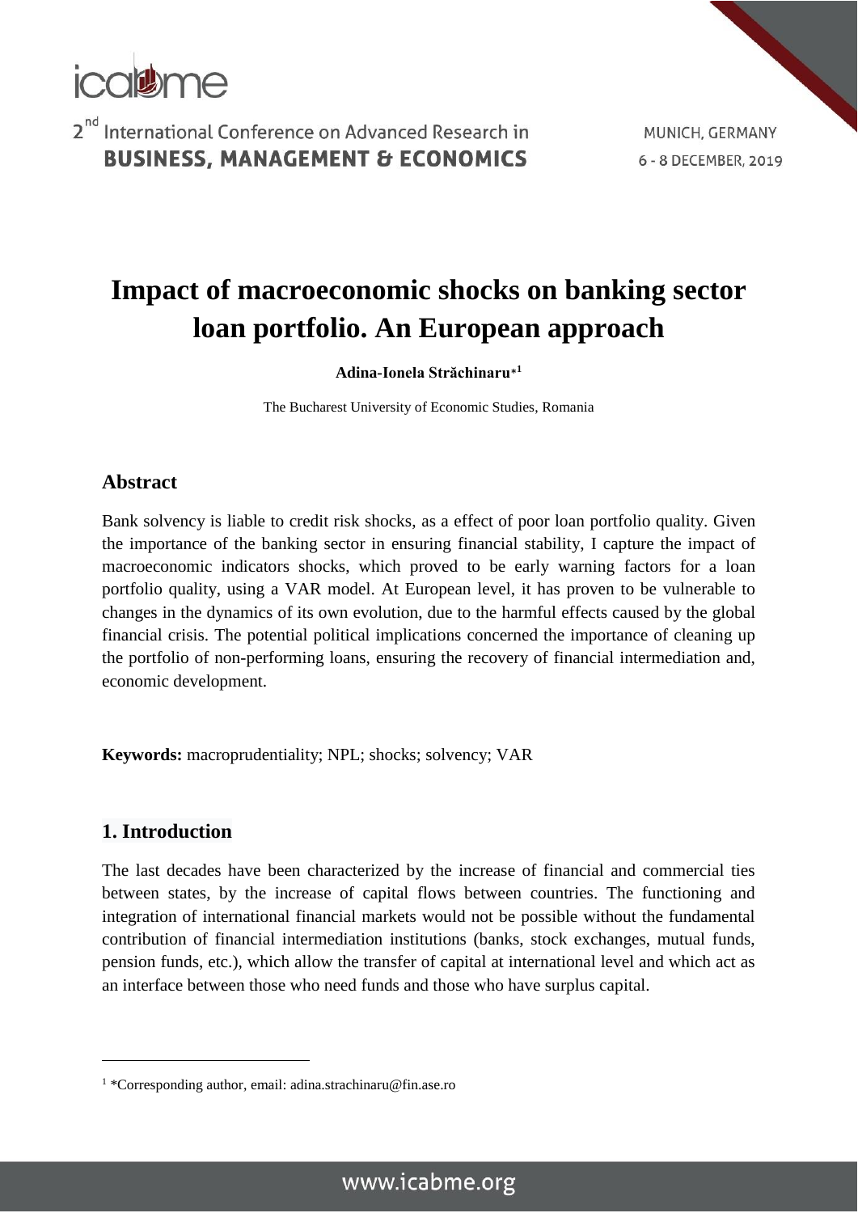# Impact of macroeconomic shocks on banking sector loan portfolio. An European approach

**Adina-Ionela Străchinaru*[1]**

The Bucharest University of Economic Studies, Romania

## Abstract

Bank solvency is liable to credit risk shocks, as a effect of poor loan portfolio quality. Given the importance of the banking sector in ensuring financial stability, I capture the impact of macroeconomic indicators shocks, which proved to be early warning factors for a loan portfolio quality, using a VAR model. At European level, it has proven to be vulnerable to changes in the dynamics of its own evolution, due to the harmful effects caused by the global financial crisis. The potential political implications concerned the importance of cleaning up the portfolio of non-performing loans, ensuring the recovery of financial intermediation and, economic development.

**Keywords:** macroprudentiality; NPL; shocks; solvency; VAR

## 1. Introduction

The last decades have been characterized by the increase of financial and commercial ties between states, by the increase of capital flows between countries. The functioning and integration of international financial markets would not be possible without the fundamental contribution of financial intermediation institutions (banks, stock exchanges, mutual funds, pension funds, etc.), which allow the transfer of capital at international level and which act as an interface between those who need funds and those who have surplus capital.

[1] *Corresponding author, email: adina.strachinaru@fin.ase.ro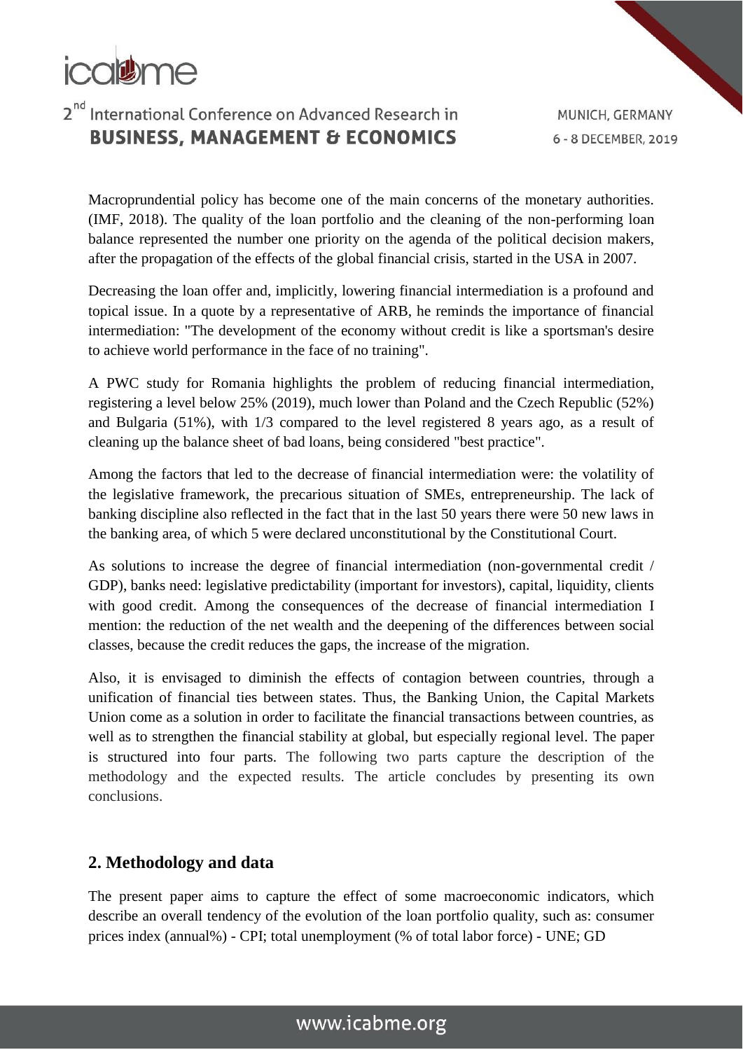Macroprundential policy has become one of the main concerns of the monetary authorities. (IMF, 2018). The quality of the loan portfolio and the cleaning of the non-performing loan balance represented the number one priority on the agenda of the political decision makers, after the propagation of the effects of the global financial crisis, started in the USA in 2007.

Decreasing the loan offer and, implicitly, lowering financial intermediation is a profound and topical issue. In a quote by a representative of ARB, he reminds the importance of financial intermediation: "The development of the economy without credit is like a sportsman's desire to achieve world performance in the face of no training".

A PWC study for Romania highlights the problem of reducing financial intermediation, registering a level below 25% (2019), much lower than Poland and the Czech Republic (52%) and Bulgaria (51%), with 1/3 compared to the level registered 8 years ago, as a result of cleaning up the balance sheet of bad loans, being considered "best practice".

Among the factors that led to the decrease of financial intermediation were: the volatility of the legislative framework, the precarious situation of SMEs, entrepreneurship. The lack of banking discipline also reflected in the fact that in the last 50 years there were 50 new laws in the banking area, of which 5 were declared unconstitutional by the Constitutional Court.

As solutions to increase the degree of financial intermediation (non-governmental credit / GDP), banks need: legislative predictability (important for investors), capital, liquidity, clients with good credit. Among the consequences of the decrease of financial intermediation I mention: the reduction of the net wealth and the deepening of the differences between social classes, because the credit reduces the gaps, the increase of the migration.

Also, it is envisaged to diminish the effects of contagion between countries, through a unification of financial ties between states. Thus, the Banking Union, the Capital Markets Union come as a solution in order to facilitate the financial transactions between countries, as well as to strengthen the financial stability at global, but especially regional level. The paper is structured into four parts. The following two parts capture the description of the methodology and the expected results. The article concludes by presenting its own conclusions.

## 2. Methodology and data

The present paper aims to capture the effect of some macroeconomic indicators, which describe an overall tendency of the evolution of the loan portfolio quality, such as: consumer prices index (annual%) - CPI; total unemployment (% of total labor force) - UNE; GD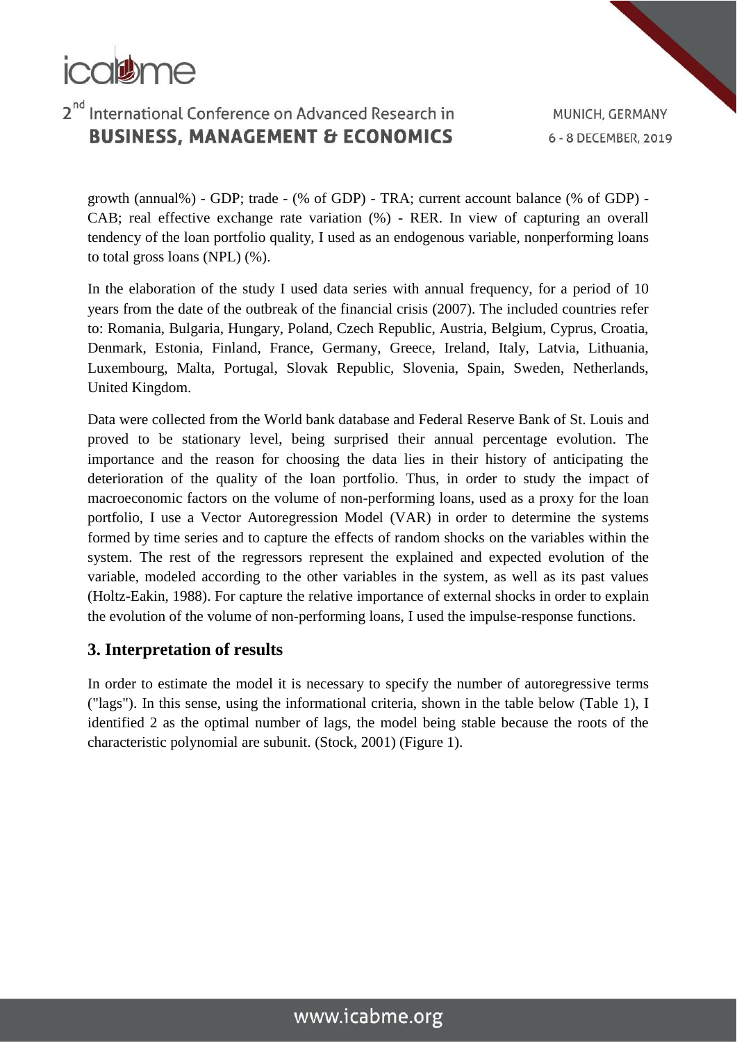growth (annual%) - GDP; trade - (% of GDP) - TRA; current account balance (% of GDP) - CAB; real effective exchange rate variation (%) - RER. In view of capturing an overall tendency of the loan portfolio quality, I used as an endogenous variable, nonperforming loans to total gross loans (NPL) (%).

In the elaboration of the study I used data series with annual frequency, for a period of 10 years from the date of the outbreak of the financial crisis (2007). The included countries refer to: Romania, Bulgaria, Hungary, Poland, Czech Republic, Austria, Belgium, Cyprus, Croatia, Denmark, Estonia, Finland, France, Germany, Greece, Ireland, Italy, Latvia, Lithuania, Luxembourg, Malta, Portugal, Slovak Republic, Slovenia, Spain, Sweden, Netherlands, United Kingdom.

Data were collected from the World bank database and Federal Reserve Bank of St. Louis and proved to be stationary level, being surprised their annual percentage evolution. The importance and the reason for choosing the data lies in their history of anticipating the deterioration of the quality of the loan portfolio. Thus, in order to study the impact of macroeconomic factors on the volume of non-performing loans, used as a proxy for the loan portfolio, I use a Vector Autoregression Model (VAR) in order to determine the systems formed by time series and to capture the effects of random shocks on the variables within the system. The rest of the regressors represent the explained and expected evolution of the variable, modeled according to the other variables in the system, as well as its past values (Holtz-Eakin, 1988). For capture the relative importance of external shocks in order to explain the evolution of the volume of non-performing loans, I used the impulse-response functions.

## 3. Interpretation of results

In order to estimate the model it is necessary to specify the number of autoregressive terms ("lags"). In this sense, using the informational criteria, shown in the table below (Table 1), I identified 2 as the optimal number of lags, the model being stable because the roots of the characteristic polynomial are subunit. (Stock, 2001) (Figure 1).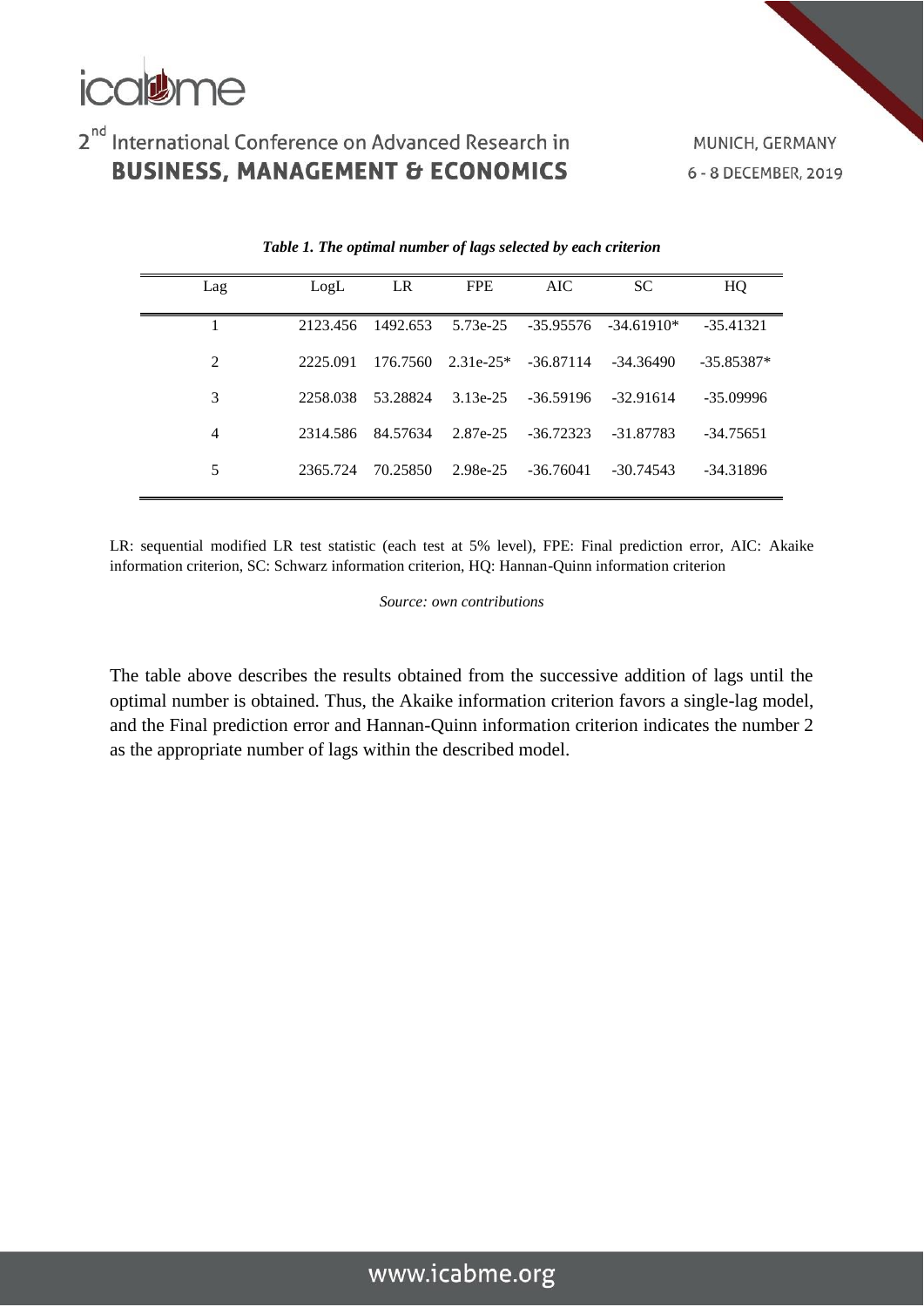*Table 1. The optimal number of lags selected by each criterion*

| Lag | LogL | LR | FPE | AIC | SC | HQ |
|---|---|---|---|---|---|---|
| 1 | 2123.456 | 1492.653 | 5.73e-25 | -35.95576 | -34.61910* | -35.41321 |
| 2 | 2225.091 | 176.7560 | 2.31e-25* | -36.87114 | -34.36490 | -35.85387* |
| 3 | 2258.038 | 53.28824 | 3.13e-25 | -36.59196 | -32.91614 | -35.09996 |
| 4 | 2314.586 | 84.57634 | 2.87e-25 | -36.72323 | -31.87783 | -34.75651 |
| 5 | 2365.724 | 70.25850 | 2.98e-25 | -36.76041 | -30.74543 | -34.31896 |

LR: sequential modified LR test statistic (each test at 5% level), FPE: Final prediction error, AIC: Akaike information criterion, SC: Schwarz information criterion, HQ: Hannan-Quinn information criterion

*Source: own contributions*

The table above describes the results obtained from the successive addition of lags until the optimal number is obtained. Thus, the Akaike information criterion favors a single-lag model, and the Final prediction error and Hannan-Quinn information criterion indicates the number 2 as the appropriate number of lags within the described model.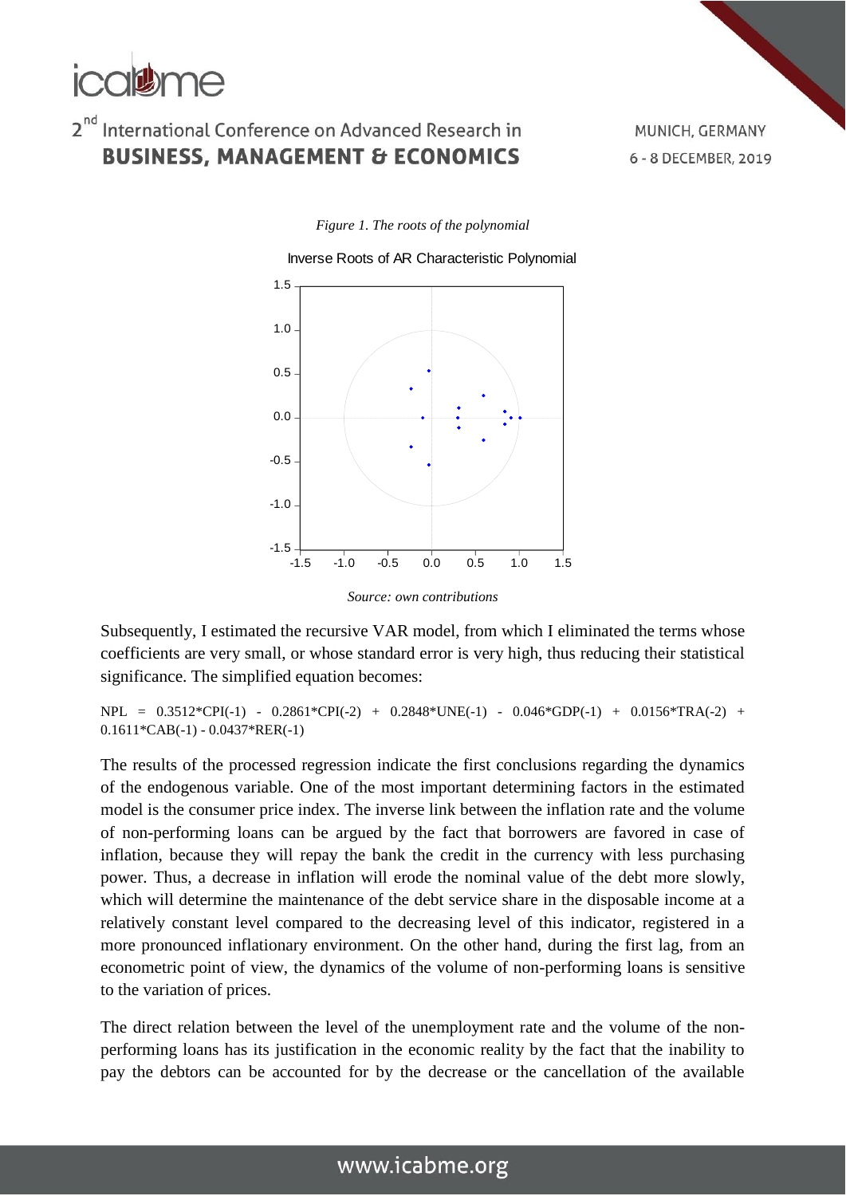*Figure 1. The roots of the polynomial*

*Source: own contributions*

Subsequently, I estimated the recursive VAR model, from which I eliminated the terms whose coefficients are very small, or whose standard error is very high, thus reducing their statistical significance. The simplified equation becomes:

$$NPL = 0.3512*CPI(-1) - 0.2861*CPI(-2) + 0.2848*UNE(-1) - 0.046*GDP(-1) + 0.0156*TRA(-2) + 0.1611*CAB(-1) - 0.0437*RER(-1)$$

The results of the processed regression indicate the first conclusions regarding the dynamics of the endogenous variable. One of the most important determining factors in the estimated model is the consumer price index. The inverse link between the inflation rate and the volume of non-performing loans can be argued by the fact that borrowers are favored in case of inflation, because they will repay the bank the credit in the currency with less purchasing power. Thus, a decrease in inflation will erode the nominal value of the debt more slowly, which will determine the maintenance of the debt service share in the disposable income at a relatively constant level compared to the decreasing level of this indicator, registered in a more pronounced inflationary environment. On the other hand, during the first lag, from an econometric point of view, the dynamics of the volume of non-performing loans is sensitive to the variation of prices.

The direct relation between the level of the unemployment rate and the volume of the non-performing loans has its justification in the economic reality by the fact that the inability to pay the debtors can be accounted for by the decrease or the cancellation of the available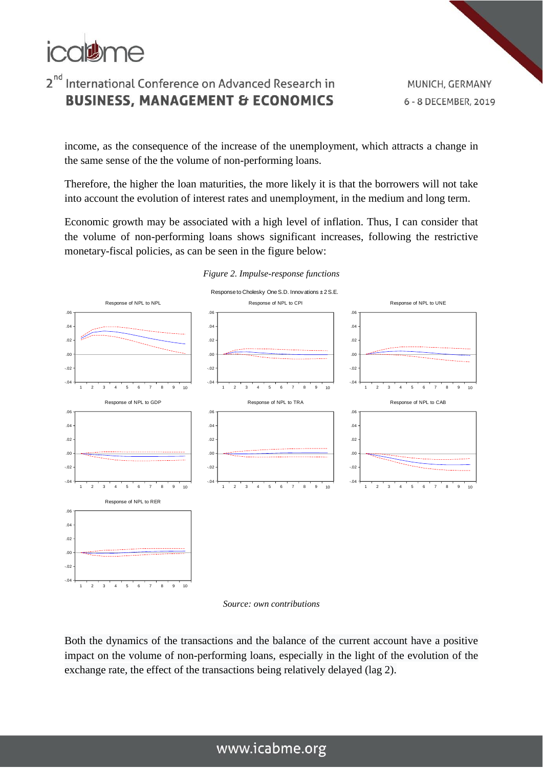income, as the consequence of the increase of the unemployment, which attracts a change in the same sense of the the volume of non-performing loans.

Therefore, the higher the loan maturities, the more likely it is that the borrowers will not take into account the evolution of interest rates and unemployment, in the medium and long term.

Economic growth may be associated with a high level of inflation. Thus, I can consider that the volume of non-performing loans shows significant increases, following the restrictive monetary-fiscal policies, as can be seen in the figure below:

*Figure 2. Impulse-response functions*

*Source: own contributions*

Both the dynamics of the transactions and the balance of the current account have a positive impact on the volume of non-performing loans, especially in the light of the evolution of the exchange rate, the effect of the transactions being relatively delayed (lag 2).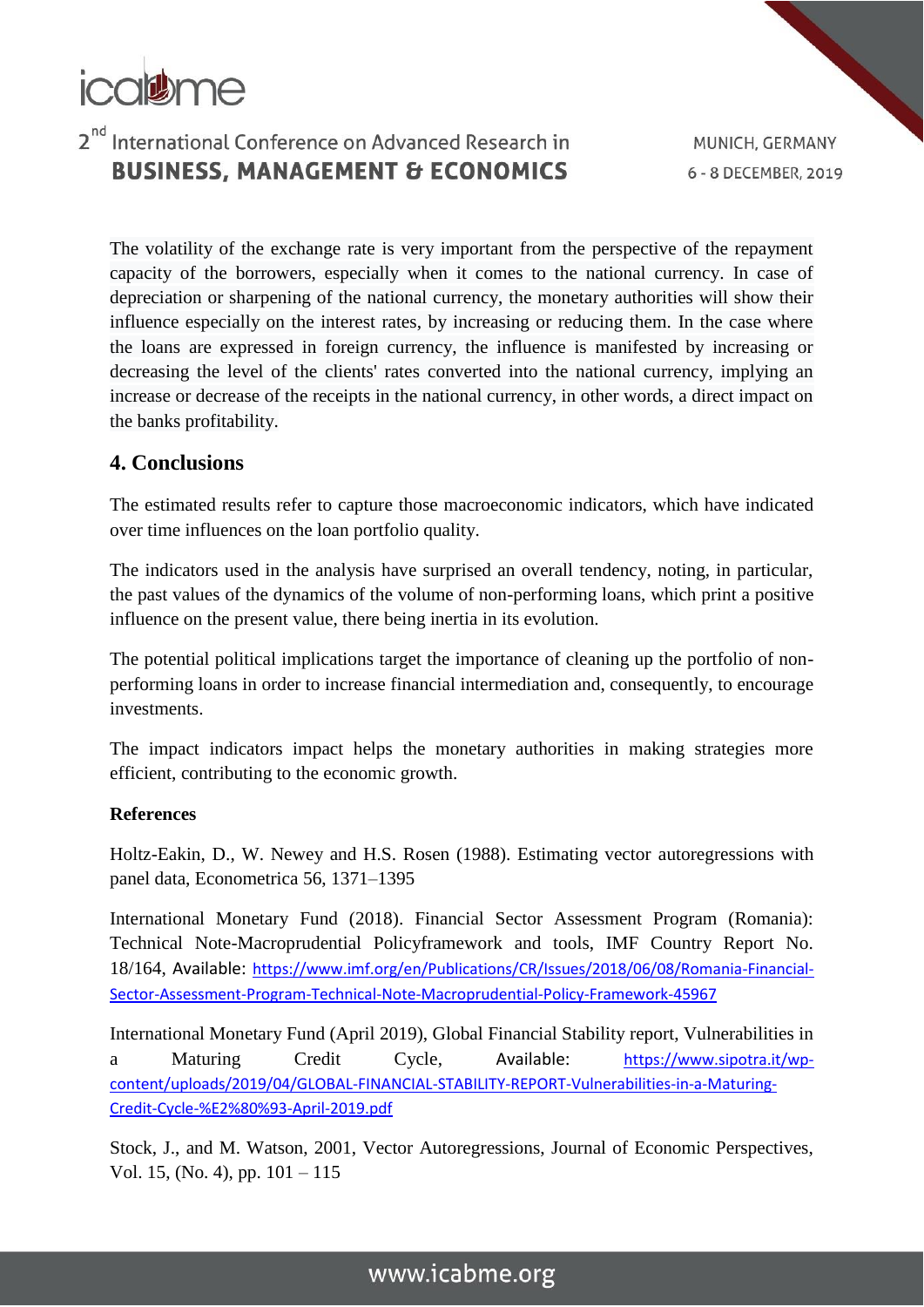The volatility of the exchange rate is very important from the perspective of the repayment capacity of the borrowers, especially when it comes to the national currency. In case of depreciation or sharpening of the national currency, the monetary authorities will show their influence especially on the interest rates, by increasing or reducing them. In the case where the loans are expressed in foreign currency, the influence is manifested by increasing or decreasing the level of the clients' rates converted into the national currency, implying an increase or decrease of the receipts in the national currency, in other words, a direct impact on the banks profitability.

## 4. Conclusions

The estimated results refer to capture those macroeconomic indicators, which have indicated over time influences on the loan portfolio quality.

The indicators used in the analysis have surprised an overall tendency, noting, in particular, the past values of the dynamics of the volume of non-performing loans, which print a positive influence on the present value, there being inertia in its evolution.

The potential political implications target the importance of cleaning up the portfolio of non-performing loans in order to increase financial intermediation and, consequently, to encourage investments.

The impact indicators impact helps the monetary authorities in making strategies more efficient, contributing to the economic growth.

**References**

Holtz-Eakin, D., W. Newey and H.S. Rosen (1988). Estimating vector autoregressions with panel data, Econometrica 56, 1371–1395

International Monetary Fund (2018). Financial Sector Assessment Program (Romania): Technical Note-Macroprudential Policyframework and tools, IMF Country Report No. 18/164, Available: https://www.imf.org/en/Publications/CR/Issues/2018/06/08/Romania-Financial-Sector-Assessment-Program-Technical-Note-Macroprudential-Policy-Framework-45967

International Monetary Fund (April 2019), Global Financial Stability report, Vulnerabilities in a Maturing Credit Cycle, Available: https://www.sipotra.it/wp-content/uploads/2019/04/GLOBAL-FINANCIAL-STABILITY-REPORT-Vulnerabilities-in-a-Maturing-Credit-Cycle-%E2%80%93-April-2019.pdf

Stock, J., and M. Watson, 2001, Vector Autoregressions, Journal of Economic Perspectives, Vol. 15, (No. 4), pp. 101 – 115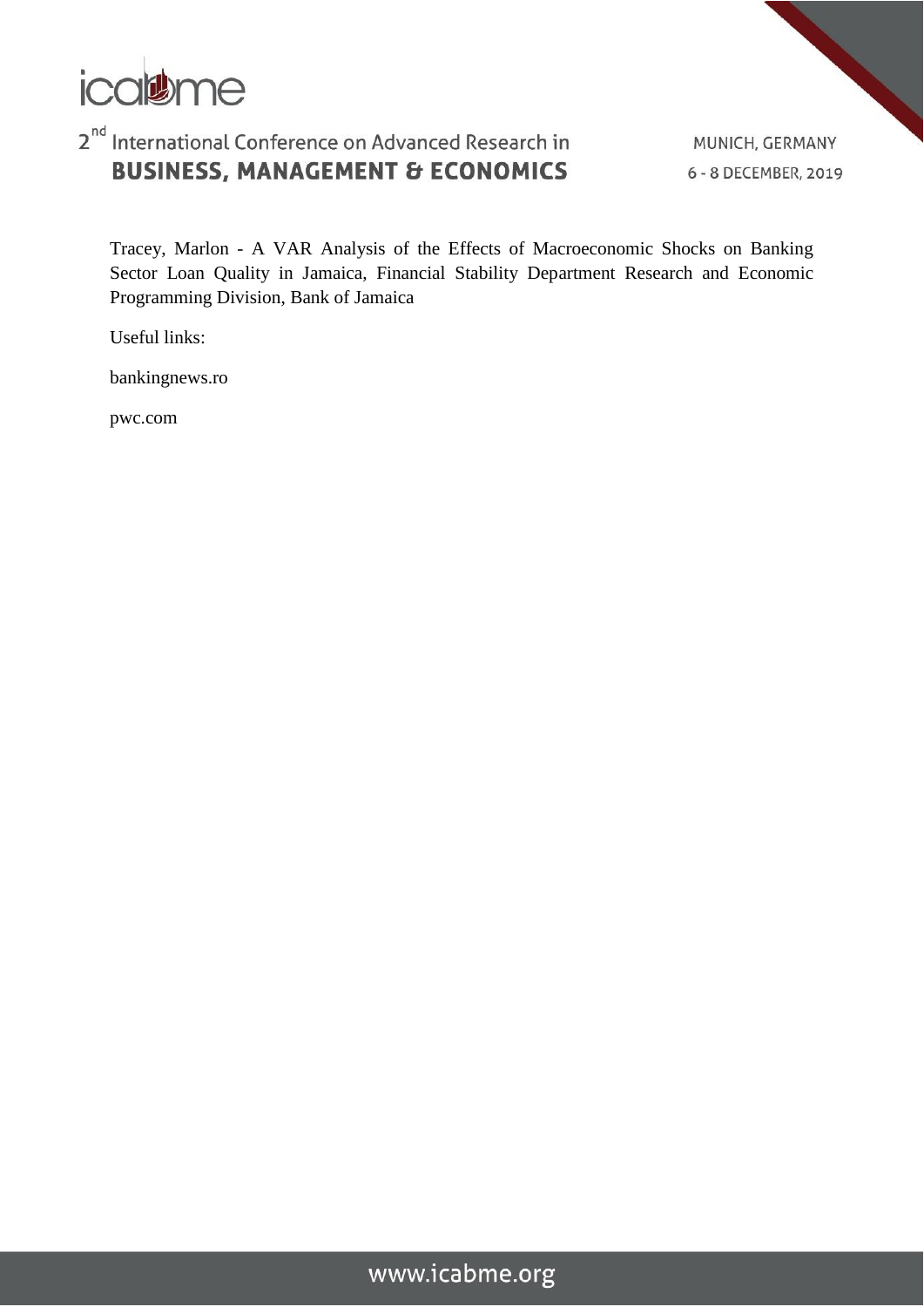Tracey, Marlon - A VAR Analysis of the Effects of Macroeconomic Shocks on Banking Sector Loan Quality in Jamaica, Financial Stability Department Research and Economic Programming Division, Bank of Jamaica

Useful links:

bankingnews.ro

pwc.com